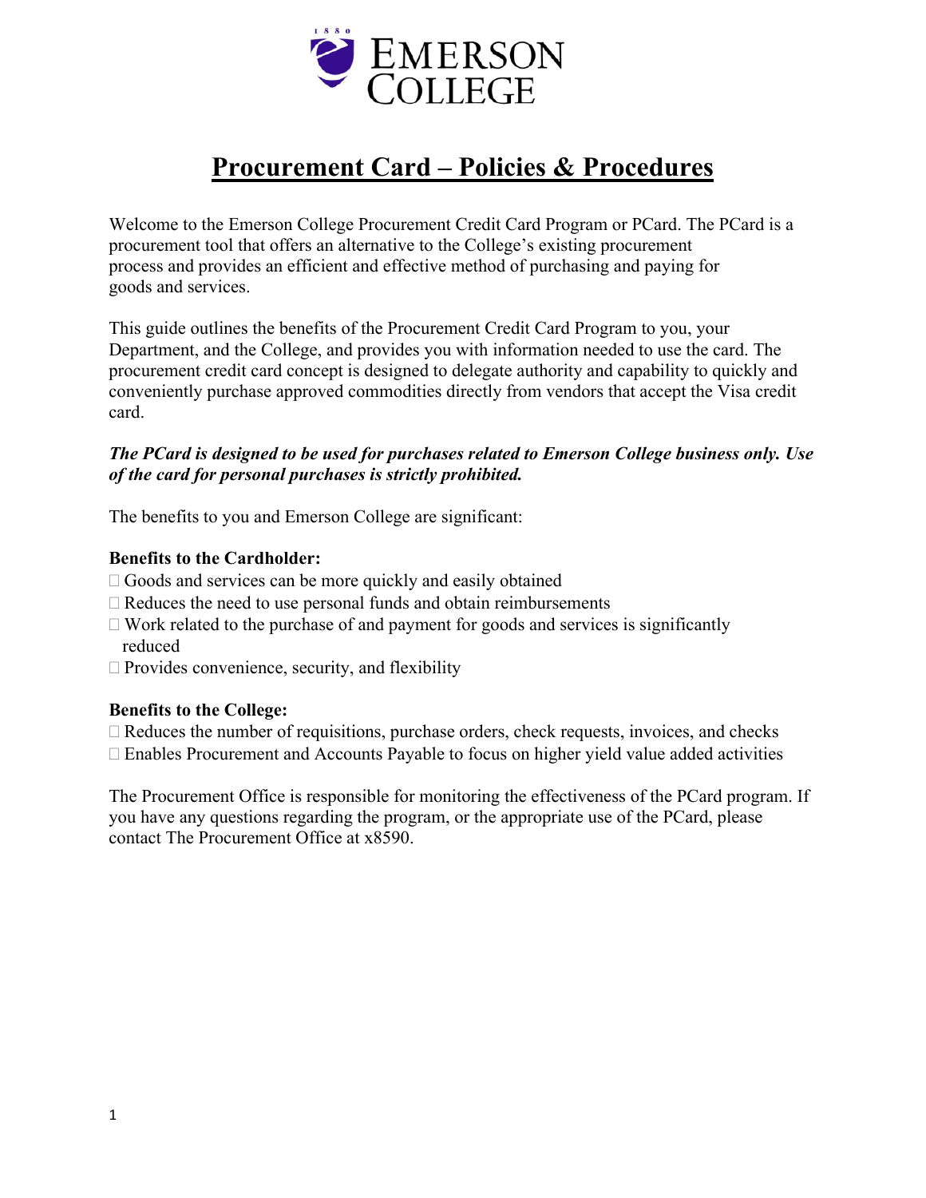# Procurement Card – Policies & Procedures

Welcome to the Emerson College Procurement Credit Card Program or PCard. The PCard is a procurement tool that offers an alternative to the College's existing procurement process and provides an efficient and effective method of purchasing and paying for goods and services.

This guide outlines the benefits of the Procurement Credit Card Program to you, your Department, and the College, and provides you with information needed to use the card. The procurement credit card concept is designed to delegate authority and capability to quickly and conveniently purchase approved commodities directly from vendors that accept the Visa credit card.

***The PCard is designed to be used for purchases related to Emerson College business only. Use of the card for personal purchases is strictly prohibited.***

The benefits to you and Emerson College are significant:

**Benefits to the Cardholder:**

- Goods and services can be more quickly and easily obtained
- Reduces the need to use personal funds and obtain reimbursements
- Work related to the purchase of and payment for goods and services is significantly reduced
- Provides convenience, security, and flexibility

**Benefits to the College:**

- Reduces the number of requisitions, purchase orders, check requests, invoices, and checks
- Enables Procurement and Accounts Payable to focus on higher yield value added activities

The Procurement Office is responsible for monitoring the effectiveness of the PCard program. If you have any questions regarding the program, or the appropriate use of the PCard, please contact The Procurement Office at x8590.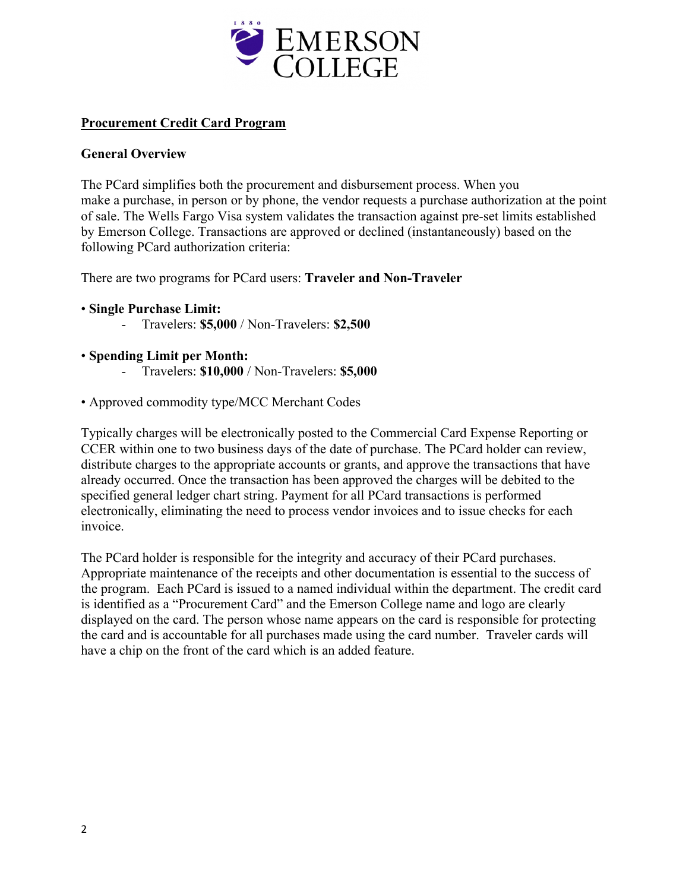## Procurement Credit Card Program

### General Overview

The PCard simplifies both the procurement and disbursement process. When you make a purchase, in person or by phone, the vendor requests a purchase authorization at the point of sale. The Wells Fargo Visa system validates the transaction against pre-set limits established by Emerson College. Transactions are approved or declined (instantaneously) based on the following PCard authorization criteria:

There are two programs for PCard users: **Traveler and Non-Traveler**

- **Single Purchase Limit:**
  - Travelers: **$5,000** / Non-Travelers: **$2,500**
- **Spending Limit per Month:**
  - Travelers: **$10,000** / Non-Travelers: **$5,000**
- Approved commodity type/MCC Merchant Codes

Typically charges will be electronically posted to the Commercial Card Expense Reporting or CCER within one to two business days of the date of purchase. The PCard holder can review, distribute charges to the appropriate accounts or grants, and approve the transactions that have already occurred. Once the transaction has been approved the charges will be debited to the specified general ledger chart string. Payment for all PCard transactions is performed electronically, eliminating the need to process vendor invoices and to issue checks for each invoice.

The PCard holder is responsible for the integrity and accuracy of their PCard purchases. Appropriate maintenance of the receipts and other documentation is essential to the success of the program. Each PCard is issued to a named individual within the department. The credit card is identified as a "Procurement Card" and the Emerson College name and logo are clearly displayed on the card. The person whose name appears on the card is responsible for protecting the card and is accountable for all purchases made using the card number. Traveler cards will have a chip on the front of the card which is an added feature.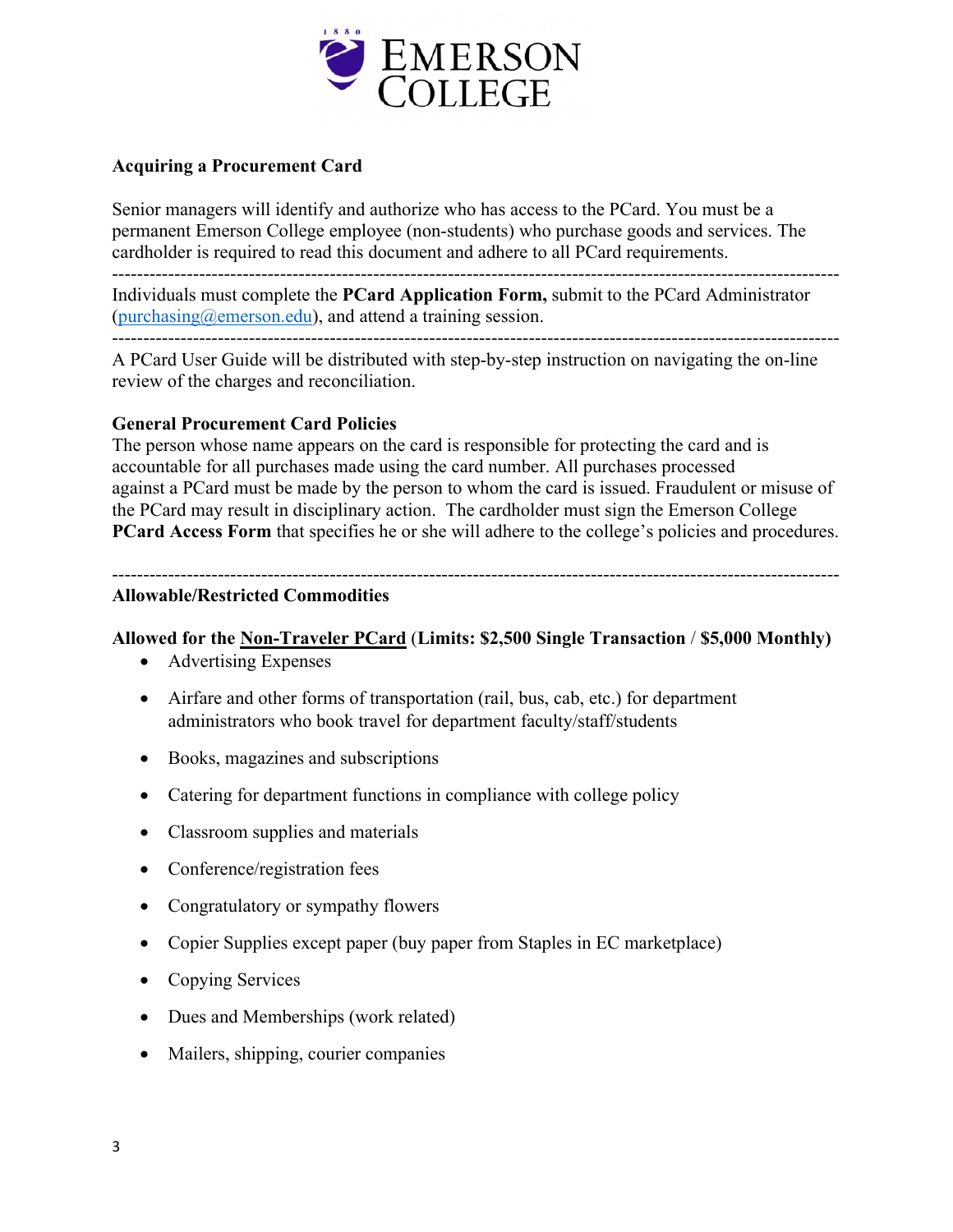**Acquiring a Procurement Card**

Senior managers will identify and authorize who has access to the PCard. You must be a permanent Emerson College employee (non-students) who purchase goods and services. The cardholder is required to read this document and adhere to all PCard requirements.

---

Individuals must complete the **PCard Application Form,** submit to the PCard Administrator ([purchasing@emerson.edu](mailto:purchasing@emerson.edu)), and attend a training session.

---

A PCard User Guide will be distributed with step-by-step instruction on navigating the on-line review of the charges and reconciliation.

**General Procurement Card Policies**

The person whose name appears on the card is responsible for protecting the card and is accountable for all purchases made using the card number. All purchases processed against a PCard must be made by the person to whom the card is issued. Fraudulent or misuse of the PCard may result in disciplinary action. The cardholder must sign the Emerson College **PCard Access Form** that specifies he or she will adhere to the college's policies and procedures.

---

**Allowable/Restricted Commodities**

**Allowed for the Non-Traveler PCard (Limits: $2,500 Single Transaction / $5,000 Monthly)**

- Advertising Expenses
- Airfare and other forms of transportation (rail, bus, cab, etc.) for department administrators who book travel for department faculty/staff/students
- Books, magazines and subscriptions
- Catering for department functions in compliance with college policy
- Classroom supplies and materials
- Conference/registration fees
- Congratulatory or sympathy flowers
- Copier Supplies except paper (buy paper from Staples in EC marketplace)
- Copying Services
- Dues and Memberships (work related)
- Mailers, shipping, courier companies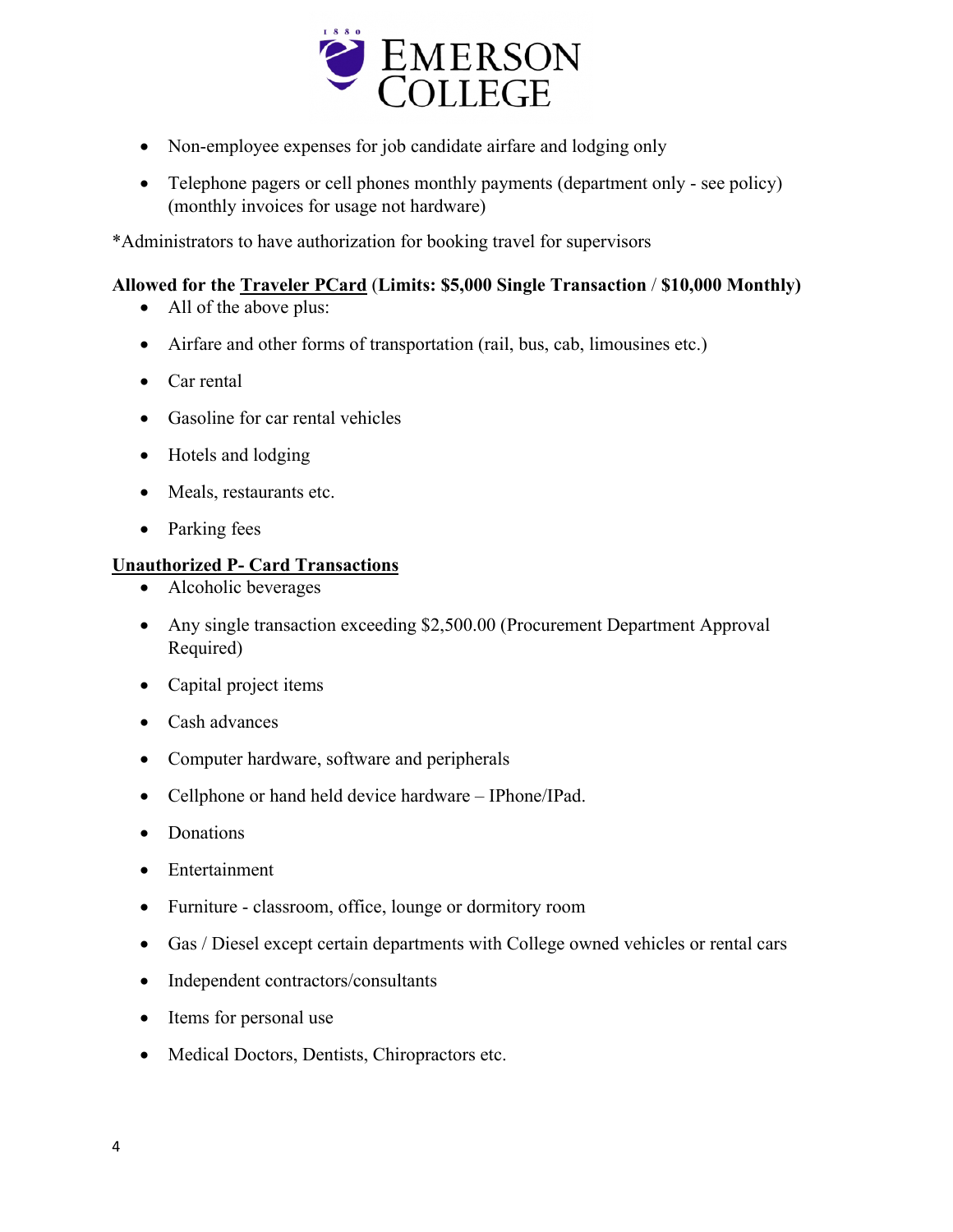- Non-employee expenses for job candidate airfare and lodging only
- Telephone pagers or cell phones monthly payments (department only - see policy) (monthly invoices for usage not hardware)

*Administrators to have authorization for booking travel for supervisors

**Allowed for the <u>Traveler PCard</u> (Limits: $5,000 Single Transaction / $10,000 Monthly)**

- All of the above plus:
- Airfare and other forms of transportation (rail, bus, cab, limousines etc.)
- Car rental
- Gasoline for car rental vehicles
- Hotels and lodging
- Meals, restaurants etc.
- Parking fees

**<u>Unauthorized P- Card Transactions</u>**

- Alcoholic beverages
- Any single transaction exceeding $2,500.00 (Procurement Department Approval Required)
- Capital project items
- Cash advances
- Computer hardware, software and peripherals
- Cellphone or hand held device hardware – IPhone/IPad.
- Donations
- Entertainment
- Furniture - classroom, office, lounge or dormitory room
- Gas / Diesel except certain departments with College owned vehicles or rental cars
- Independent contractors/consultants
- Items for personal use
- Medical Doctors, Dentists, Chiropractors etc.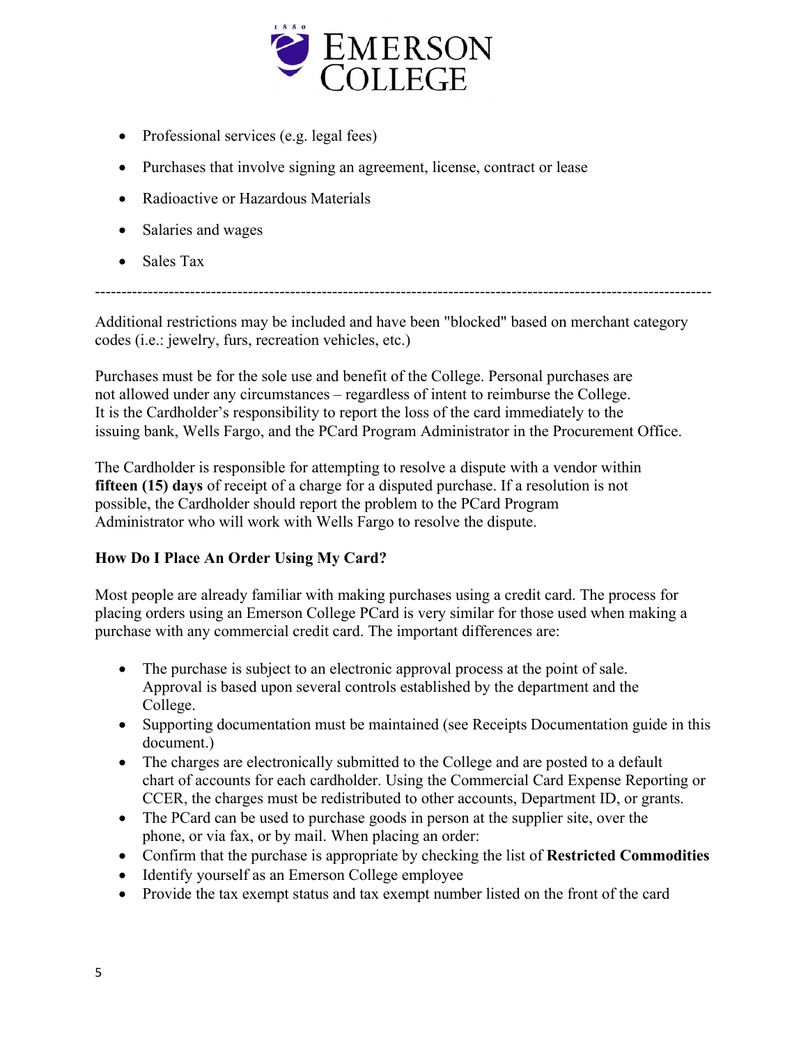- Professional services (e.g. legal fees)
- Purchases that involve signing an agreement, license, contract or lease
- Radioactive or Hazardous Materials
- Salaries and wages
- Sales Tax

---

Additional restrictions may be included and have been "blocked" based on merchant category codes (i.e.: jewelry, furs, recreation vehicles, etc.)

Purchases must be for the sole use and benefit of the College. Personal purchases are not allowed under any circumstances – regardless of intent to reimburse the College. It is the Cardholder's responsibility to report the loss of the card immediately to the issuing bank, Wells Fargo, and the PCard Program Administrator in the Procurement Office.

The Cardholder is responsible for attempting to resolve a dispute with a vendor within **fifteen (15) days** of receipt of a charge for a disputed purchase. If a resolution is not possible, the Cardholder should report the problem to the PCard Program Administrator who will work with Wells Fargo to resolve the dispute.

**How Do I Place An Order Using My Card?**

Most people are already familiar with making purchases using a credit card. The process for placing orders using an Emerson College PCard is very similar for those used when making a purchase with any commercial credit card. The important differences are:

- The purchase is subject to an electronic approval process at the point of sale. Approval is based upon several controls established by the department and the College.
- Supporting documentation must be maintained (see Receipts Documentation guide in this document.)
- The charges are electronically submitted to the College and are posted to a default chart of accounts for each cardholder. Using the Commercial Card Expense Reporting or CCER, the charges must be redistributed to other accounts, Department ID, or grants.
- The PCard can be used to purchase goods in person at the supplier site, over the phone, or via fax, or by mail. When placing an order:
- Confirm that the purchase is appropriate by checking the list of **Restricted Commodities**
- Identify yourself as an Emerson College employee
- Provide the tax exempt status and tax exempt number listed on the front of the card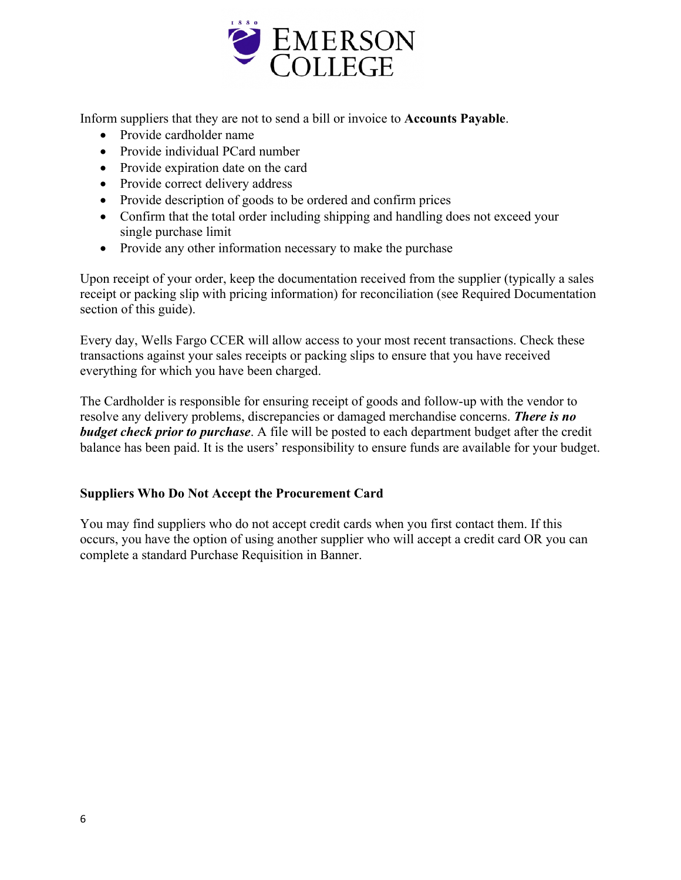Inform suppliers that they are not to send a bill or invoice to **Accounts Payable**.

- Provide cardholder name
- Provide individual PCard number
- Provide expiration date on the card
- Provide correct delivery address
- Provide description of goods to be ordered and confirm prices
- Confirm that the total order including shipping and handling does not exceed your single purchase limit
- Provide any other information necessary to make the purchase

Upon receipt of your order, keep the documentation received from the supplier (typically a sales receipt or packing slip with pricing information) for reconciliation (see Required Documentation section of this guide).

Every day, Wells Fargo CCER will allow access to your most recent transactions. Check these transactions against your sales receipts or packing slips to ensure that you have received everything for which you have been charged.

The Cardholder is responsible for ensuring receipt of goods and follow-up with the vendor to resolve any delivery problems, discrepancies or damaged merchandise concerns. ***There is no budget check prior to purchase***. A file will be posted to each department budget after the credit balance has been paid. It is the users' responsibility to ensure funds are available for your budget.

**Suppliers Who Do Not Accept the Procurement Card**

You may find suppliers who do not accept credit cards when you first contact them. If this occurs, you have the option of using another supplier who will accept a credit card OR you can complete a standard Purchase Requisition in Banner.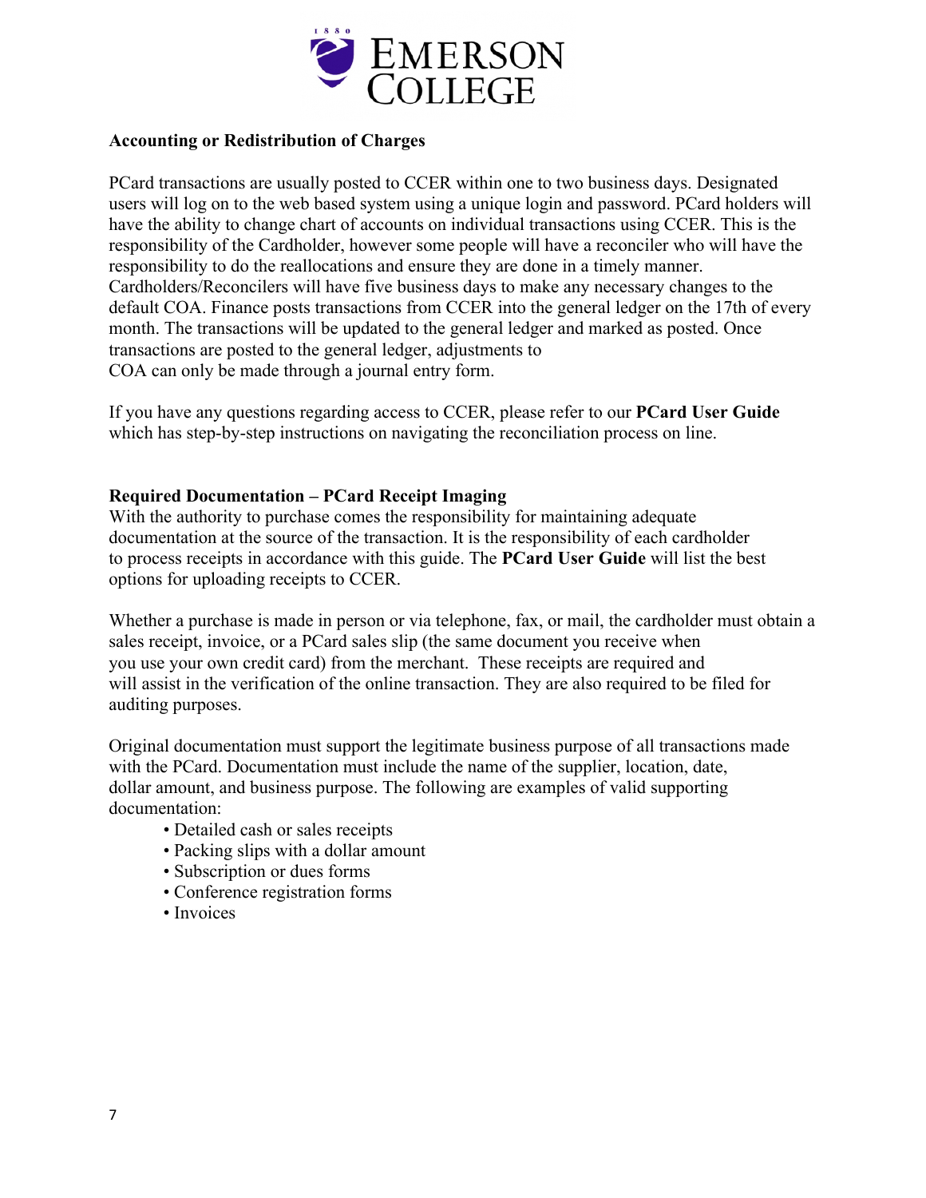**Accounting or Redistribution of Charges**

PCard transactions are usually posted to CCER within one to two business days. Designated users will log on to the web based system using a unique login and password. PCard holders will have the ability to change chart of accounts on individual transactions using CCER. This is the responsibility of the Cardholder, however some people will have a reconciler who will have the responsibility to do the reallocations and ensure they are done in a timely manner. Cardholders/Reconcilers will have five business days to make any necessary changes to the default COA. Finance posts transactions from CCER into the general ledger on the 17th of every month. The transactions will be updated to the general ledger and marked as posted. Once transactions are posted to the general ledger, adjustments to COA can only be made through a journal entry form.

If you have any questions regarding access to CCER, please refer to our **PCard User Guide** which has step-by-step instructions on navigating the reconciliation process on line.

**Required Documentation – PCard Receipt Imaging**

With the authority to purchase comes the responsibility for maintaining adequate documentation at the source of the transaction. It is the responsibility of each cardholder to process receipts in accordance with this guide. The **PCard User Guide** will list the best options for uploading receipts to CCER.

Whether a purchase is made in person or via telephone, fax, or mail, the cardholder must obtain a sales receipt, invoice, or a PCard sales slip (the same document you receive when you use your own credit card) from the merchant. These receipts are required and will assist in the verification of the online transaction. They are also required to be filed for auditing purposes.

Original documentation must support the legitimate business purpose of all transactions made with the PCard. Documentation must include the name of the supplier, location, date, dollar amount, and business purpose. The following are examples of valid supporting documentation:

- Detailed cash or sales receipts
- Packing slips with a dollar amount
- Subscription or dues forms
- Conference registration forms
- Invoices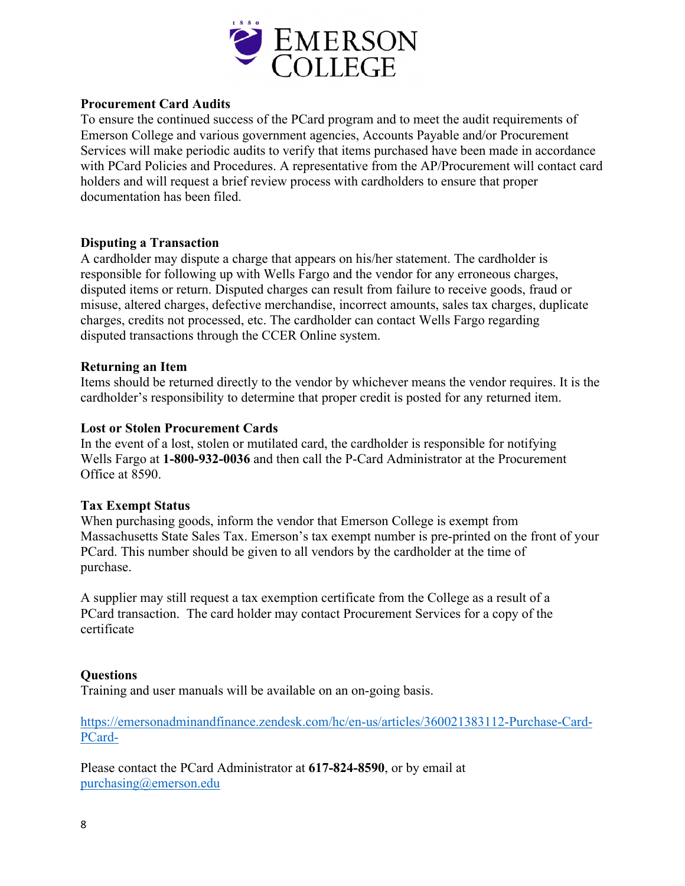### Procurement Card Audits

To ensure the continued success of the PCard program and to meet the audit requirements of Emerson College and various government agencies, Accounts Payable and/or Procurement Services will make periodic audits to verify that items purchased have been made in accordance with PCard Policies and Procedures. A representative from the AP/Procurement will contact card holders and will request a brief review process with cardholders to ensure that proper documentation has been filed.

### Disputing a Transaction

A cardholder may dispute a charge that appears on his/her statement. The cardholder is responsible for following up with Wells Fargo and the vendor for any erroneous charges, disputed items or return. Disputed charges can result from failure to receive goods, fraud or misuse, altered charges, defective merchandise, incorrect amounts, sales tax charges, duplicate charges, credits not processed, etc. The cardholder can contact Wells Fargo regarding disputed transactions through the CCER Online system.

### Returning an Item

Items should be returned directly to the vendor by whichever means the vendor requires. It is the cardholder's responsibility to determine that proper credit is posted for any returned item.

### Lost or Stolen Procurement Cards

In the event of a lost, stolen or mutilated card, the cardholder is responsible for notifying Wells Fargo at **1-800-932-0036** and then call the P-Card Administrator at the Procurement Office at 8590.

### Tax Exempt Status

When purchasing goods, inform the vendor that Emerson College is exempt from Massachusetts State Sales Tax. Emerson's tax exempt number is pre-printed on the front of your PCard. This number should be given to all vendors by the cardholder at the time of purchase.

A supplier may still request a tax exemption certificate from the College as a result of a PCard transaction. The card holder may contact Procurement Services for a copy of the certificate

### Questions

Training and user manuals will be available on an on-going basis.

https://emersonadminandfinance.zendesk.com/hc/en-us/articles/360021383112-Purchase-Card-PCard-

Please contact the PCard Administrator at **617-824-8590**, or by email at purchasing@emerson.edu